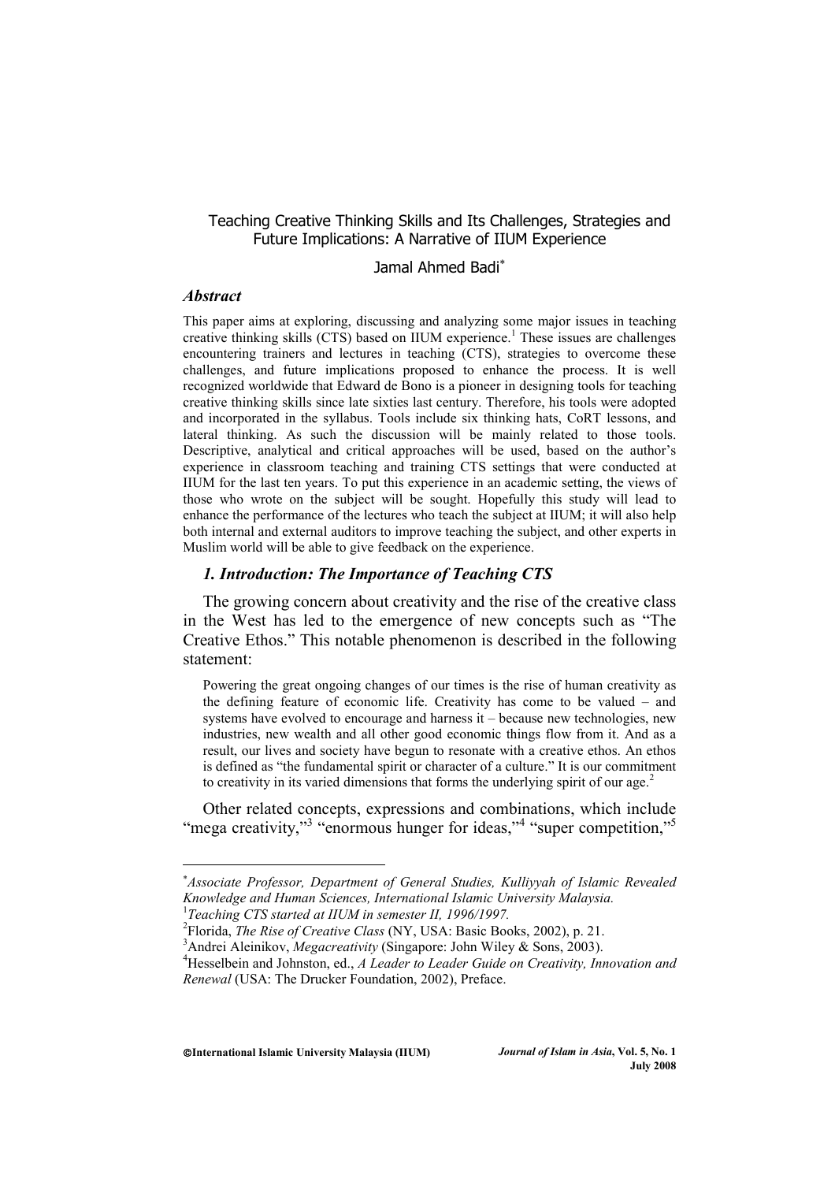# Teaching Creative Thinking Skills and Its Challenges, Strategies and Future Implications: A Narrative of IIUM Experience

Jamal Ahmed Badi[*]

## *Abstract*

This paper aims at exploring, discussing and analyzing some major issues in teaching creative thinking skills (CTS) based on IIUM experience.[1] These issues are challenges encountering trainers and lectures in teaching (CTS), strategies to overcome these challenges, and future implications proposed to enhance the process. It is well recognized worldwide that Edward de Bono is a pioneer in designing tools for teaching creative thinking skills since late sixties last century. Therefore, his tools were adopted and incorporated in the syllabus. Tools include six thinking hats, CoRT lessons, and lateral thinking. As such the discussion will be mainly related to those tools. Descriptive, analytical and critical approaches will be used, based on the author's experience in classroom teaching and training CTS settings that were conducted at IIUM for the last ten years. To put this experience in an academic setting, the views of those who wrote on the subject will be sought. Hopefully this study will lead to enhance the performance of the lectures who teach the subject at IIUM; it will also help both internal and external auditors to improve teaching the subject, and other experts in Muslim world will be able to give feedback on the experience.

## *1. Introduction: The Importance of Teaching CTS*

The growing concern about creativity and the rise of the creative class in the West has led to the emergence of new concepts such as "The Creative Ethos." This notable phenomenon is described in the following statement:

> Powering the great ongoing changes of our times is the rise of human creativity as the defining feature of economic life. Creativity has come to be valued – and systems have evolved to encourage and harness it – because new technologies, new industries, new wealth and all other good economic things flow from it. And as a result, our lives and society have begun to resonate with a creative ethos. An ethos is defined as "the fundamental spirit or character of a culture." It is our commitment to creativity in its varied dimensions that forms the underlying spirit of our age.[2]

Other related concepts, expressions and combinations, which include "mega creativity,"[3] "enormous hunger for ideas,"[4] "super competition,"[5]

---

[*] *Associate Professor, Department of General Studies, Kulliyyah of Islamic Revealed Knowledge and Human Sciences, International Islamic University Malaysia.*

[1] *Teaching CTS started at IIUM in semester II, 1996/1997.*

[2] Florida, *The Rise of Creative Class* (NY, USA: Basic Books, 2002), p. 21.

[3] Andrei Aleinikov, *Megacreativity* (Singapore: John Wiley & Sons, 2003).

[4] Hesselbein and Johnston, ed., *A Leader to Leader Guide on Creativity, Innovation and Renewal* (USA: The Drucker Foundation, 2002), Preface.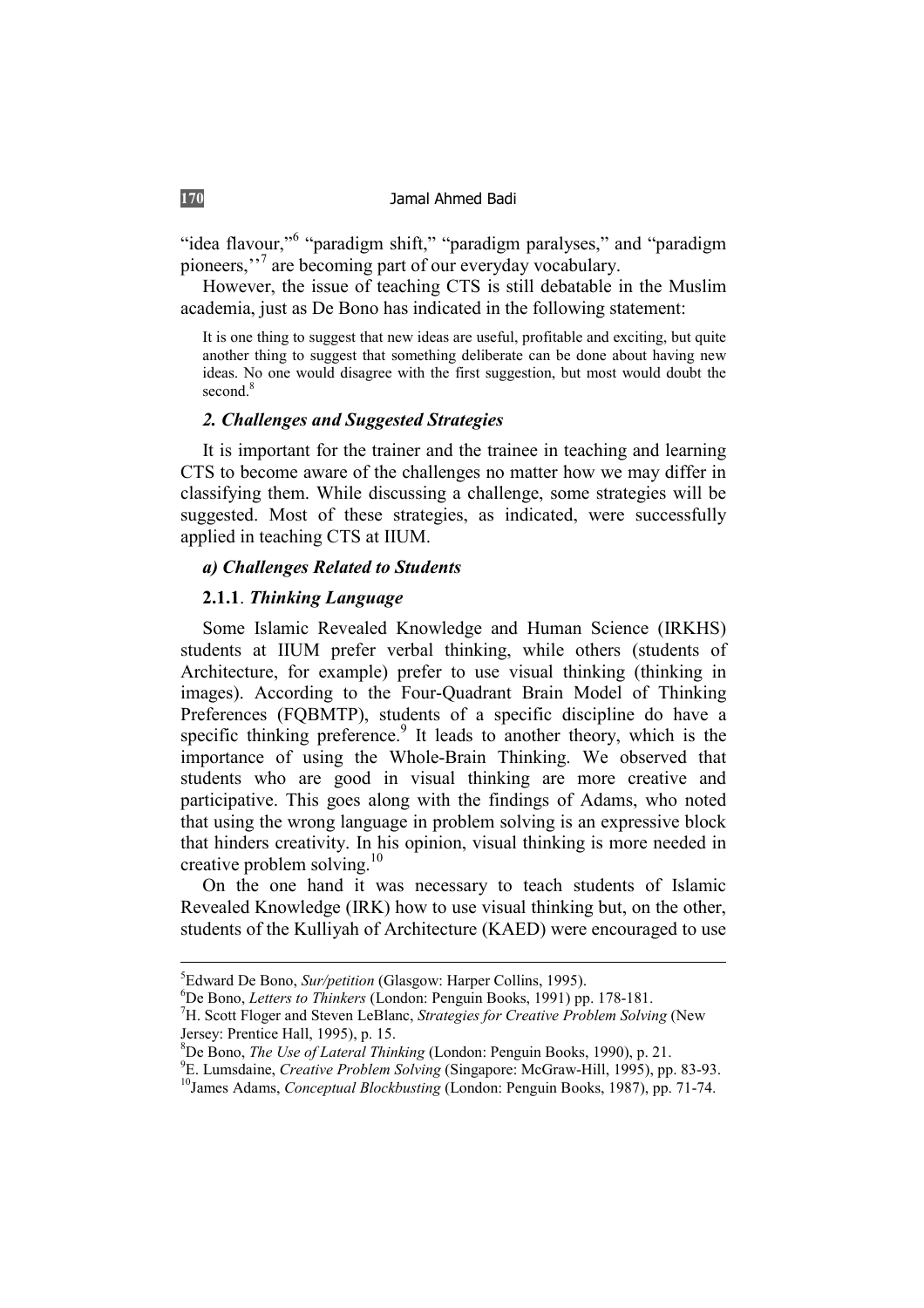"idea flavour,"[6] "paradigm shift," "paradigm paralyses," and "paradigm pioneers,''[7] are becoming part of our everyday vocabulary.

However, the issue of teaching CTS is still debatable in the Muslim academia, just as De Bono has indicated in the following statement:

> It is one thing to suggest that new ideas are useful, profitable and exciting, but quite another thing to suggest that something deliberate can be done about having new ideas. No one would disagree with the first suggestion, but most would doubt the second.[8]

### *2. Challenges and Suggested Strategies*

It is important for the trainer and the trainee in teaching and learning CTS to become aware of the challenges no matter how we may differ in classifying them. While discussing a challenge, some strategies will be suggested. Most of these strategies, as indicated, were successfully applied in teaching CTS at IIUM.

### *a) Challenges Related to Students*

#### **2.1.1**. ***Thinking Language***

Some Islamic Revealed Knowledge and Human Science (IRKHS) students at IIUM prefer verbal thinking, while others (students of Architecture, for example) prefer to use visual thinking (thinking in images). According to the Four-Quadrant Brain Model of Thinking Preferences (FQBMTP), students of a specific discipline do have a specific thinking preference.[9] It leads to another theory, which is the importance of using the Whole-Brain Thinking. We observed that students who are good in visual thinking are more creative and participative. This goes along with the findings of Adams, who noted that using the wrong language in problem solving is an expressive block that hinders creativity. In his opinion, visual thinking is more needed in creative problem solving.[10]

On the one hand it was necessary to teach students of Islamic Revealed Knowledge (IRK) how to use visual thinking but, on the other, students of the Kulliyah of Architecture (KAED) were encouraged to use

---

[5] Edward De Bono, *Sur/petition* (Glasgow: Harper Collins, 1995).

[6] De Bono, *Letters to Thinkers* (London: Penguin Books, 1991) pp. 178-181.

[7] H. Scott Floger and Steven LeBlanc, *Strategies for Creative Problem Solving* (New Jersey: Prentice Hall, 1995), p. 15.

[8] De Bono, *The Use of Lateral Thinking* (London: Penguin Books, 1990), p. 21.

[9] E. Lumsdaine, *Creative Problem Solving* (Singapore: McGraw-Hill, 1995), pp. 83-93.

[10] James Adams, *Conceptual Blockbusting* (London: Penguin Books, 1987), pp. 71-74.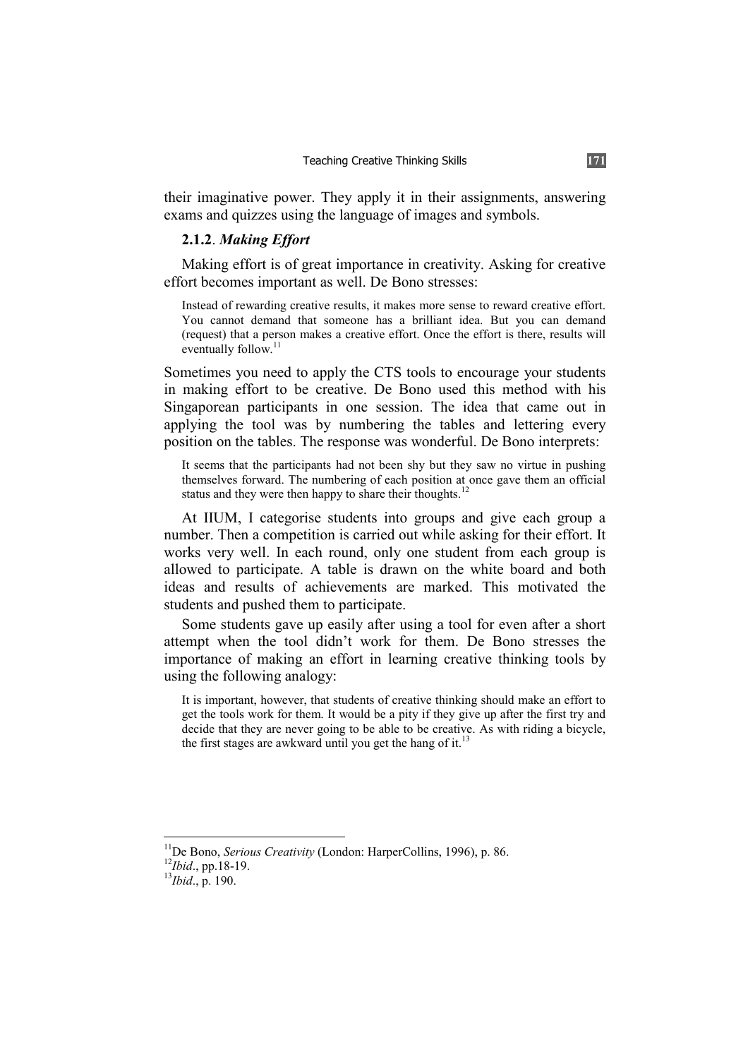their imaginative power. They apply it in their assignments, answering exams and quizzes using the language of images and symbols.

### 2.1.2. *Making Effort*

Making effort is of great importance in creativity. Asking for creative effort becomes important as well. De Bono stresses:

> Instead of rewarding creative results, it makes more sense to reward creative effort. You cannot demand that someone has a brilliant idea. But you can demand (request) that a person makes a creative effort. Once the effort is there, results will eventually follow.[11]

Sometimes you need to apply the CTS tools to encourage your students in making effort to be creative. De Bono used this method with his Singaporean participants in one session. The idea that came out in applying the tool was by numbering the tables and lettering every position on the tables. The response was wonderful. De Bono interprets:

> It seems that the participants had not been shy but they saw no virtue in pushing themselves forward. The numbering of each position at once gave them an official status and they were then happy to share their thoughts.[12]

At IIUM, I categorise students into groups and give each group a number. Then a competition is carried out while asking for their effort. It works very well. In each round, only one student from each group is allowed to participate. A table is drawn on the white board and both ideas and results of achievements are marked. This motivated the students and pushed them to participate.

Some students gave up easily after using a tool for even after a short attempt when the tool didn't work for them. De Bono stresses the importance of making an effort in learning creative thinking tools by using the following analogy:

> It is important, however, that students of creative thinking should make an effort to get the tools work for them. It would be a pity if they give up after the first try and decide that they are never going to be able to be creative. As with riding a bicycle, the first stages are awkward until you get the hang of it.[13]

---

[11] De Bono, *Serious Creativity* (London: HarperCollins, 1996), p. 86.

[12] *Ibid*., pp.18-19.

[13] *Ibid*., p. 190.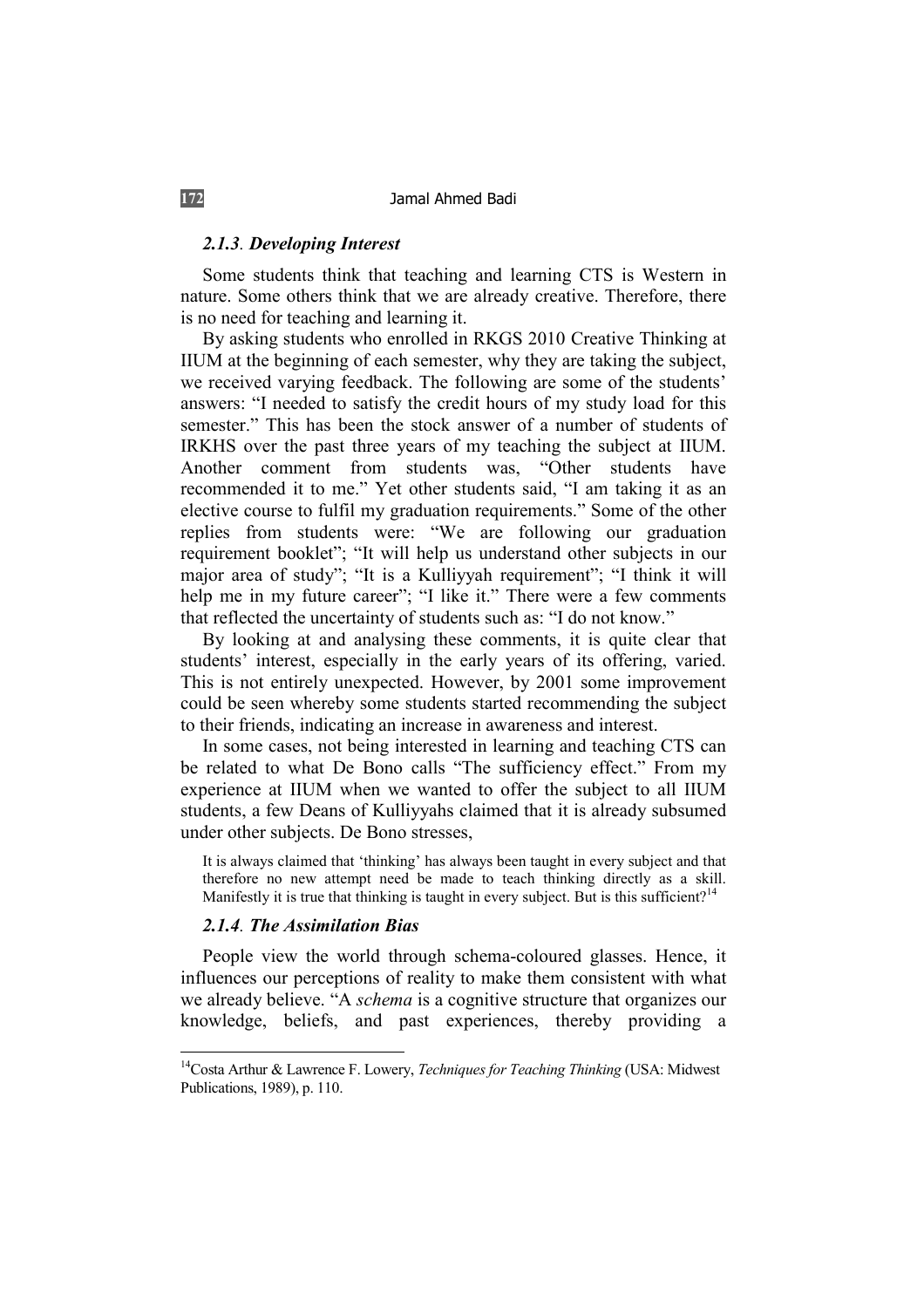### *2.1.3. Developing Interest*

Some students think that teaching and learning CTS is Western in nature. Some others think that we are already creative. Therefore, there is no need for teaching and learning it.

By asking students who enrolled in RKGS 2010 Creative Thinking at IIUM at the beginning of each semester, why they are taking the subject, we received varying feedback. The following are some of the students' answers: "I needed to satisfy the credit hours of my study load for this semester." This has been the stock answer of a number of students of IRKHS over the past three years of my teaching the subject at IIUM. Another comment from students was, "Other students have recommended it to me." Yet other students said, "I am taking it as an elective course to fulfil my graduation requirements." Some of the other replies from students were: "We are following our graduation requirement booklet"; "It will help us understand other subjects in our major area of study"; "It is a Kulliyyah requirement"; "I think it will help me in my future career"; "I like it." There were a few comments that reflected the uncertainty of students such as: "I do not know."

By looking at and analysing these comments, it is quite clear that students' interest, especially in the early years of its offering, varied. This is not entirely unexpected. However, by 2001 some improvement could be seen whereby some students started recommending the subject to their friends, indicating an increase in awareness and interest.

In some cases, not being interested in learning and teaching CTS can be related to what De Bono calls "The sufficiency effect." From my experience at IIUM when we wanted to offer the subject to all IIUM students, a few Deans of Kulliyyahs claimed that it is already subsumed under other subjects. De Bono stresses,

> It is always claimed that 'thinking' has always been taught in every subject and that therefore no new attempt need be made to teach thinking directly as a skill. Manifestly it is true that thinking is taught in every subject. But is this sufficient?[14]

### *2.1.4. The Assimilation Bias*

People view the world through schema-coloured glasses. Hence, it influences our perceptions of reality to make them consistent with what we already believe. "A *schema* is a cognitive structure that organizes our knowledge, beliefs, and past experiences, thereby providing a

---

[14]Costa Arthur & Lawrence F. Lowery, *Techniques for Teaching Thinking* (USA: Midwest Publications, 1989), p. 110.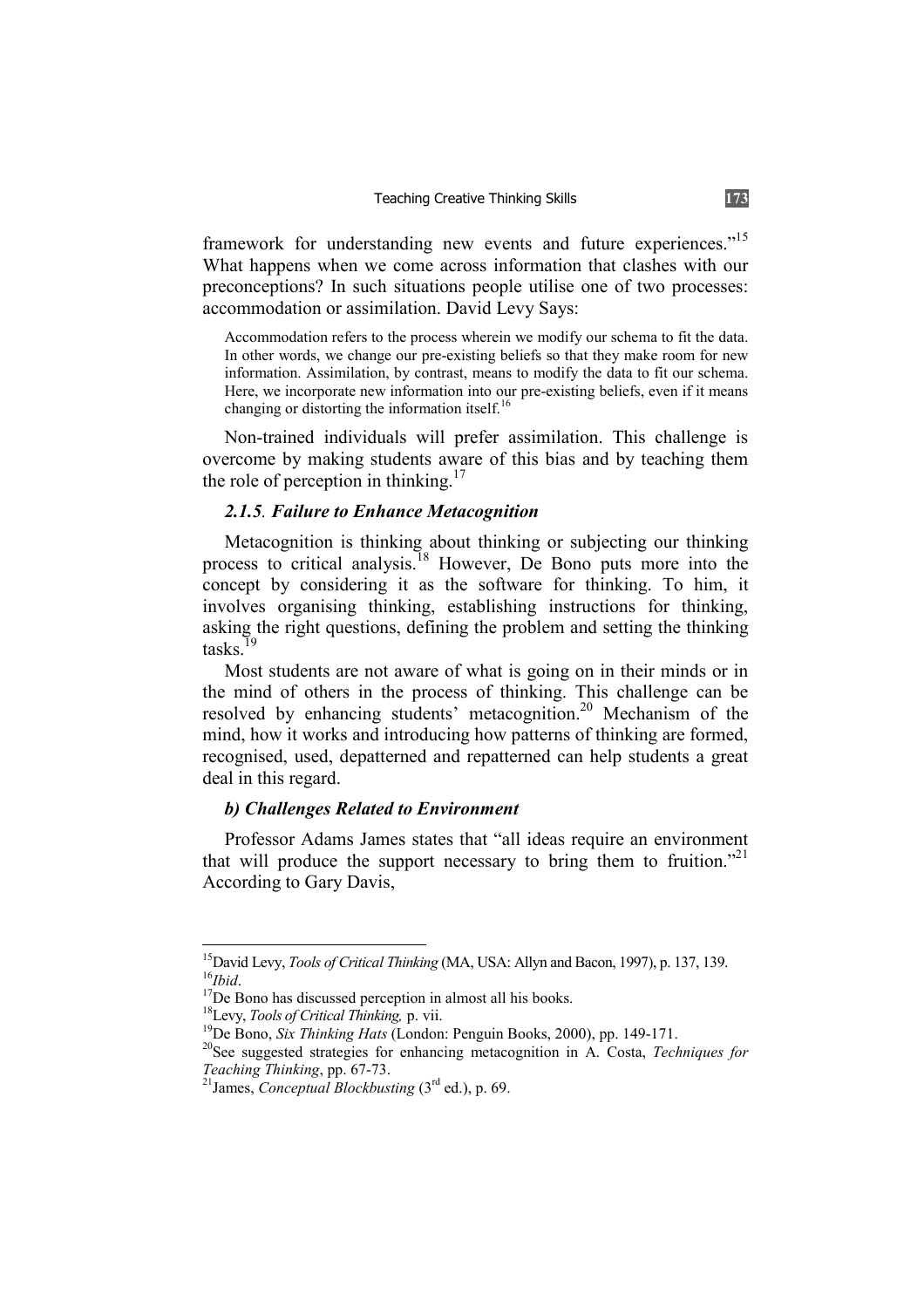framework for understanding new events and future experiences."[15] What happens when we come across information that clashes with our preconceptions? In such situations people utilise one of two processes: accommodation or assimilation. David Levy Says:

> Accommodation refers to the process wherein we modify our schema to fit the data. In other words, we change our pre-existing beliefs so that they make room for new information. Assimilation, by contrast, means to modify the data to fit our schema. Here, we incorporate new information into our pre-existing beliefs, even if it means changing or distorting the information itself.[16]

Non-trained individuals will prefer assimilation. This challenge is overcome by making students aware of this bias and by teaching them the role of perception in thinking.[17]

#### *2.1.5. Failure to Enhance Metacognition*

Metacognition is thinking about thinking or subjecting our thinking process to critical analysis.[18] However, De Bono puts more into the concept by considering it as the software for thinking. To him, it involves organising thinking, establishing instructions for thinking, asking the right questions, defining the problem and setting the thinking tasks.[19]

Most students are not aware of what is going on in their minds or in the mind of others in the process of thinking. This challenge can be resolved by enhancing students' metacognition.[20] Mechanism of the mind, how it works and introducing how patterns of thinking are formed, recognised, used, depatterned and repatterned can help students a great deal in this regard.

#### *b) Challenges Related to Environment*

Professor Adams James states that "all ideas require an environment that will produce the support necessary to bring them to fruition."[21] According to Gary Davis,

---

[15] David Levy, *Tools of Critical Thinking* (MA, USA: Allyn and Bacon, 1997), p. 137, 139.

[16] *Ibid*.

[17] De Bono has discussed perception in almost all his books.

[18] Levy, *Tools of Critical Thinking,* p. vii.

[19] De Bono, *Six Thinking Hats* (London: Penguin Books, 2000), pp. 149-171.

[20] See suggested strategies for enhancing metacognition in A. Costa, *Techniques for Teaching Thinking*, pp. 67-73.

[21] James, *Conceptual Blockbusting* (3rd ed.), p. 69.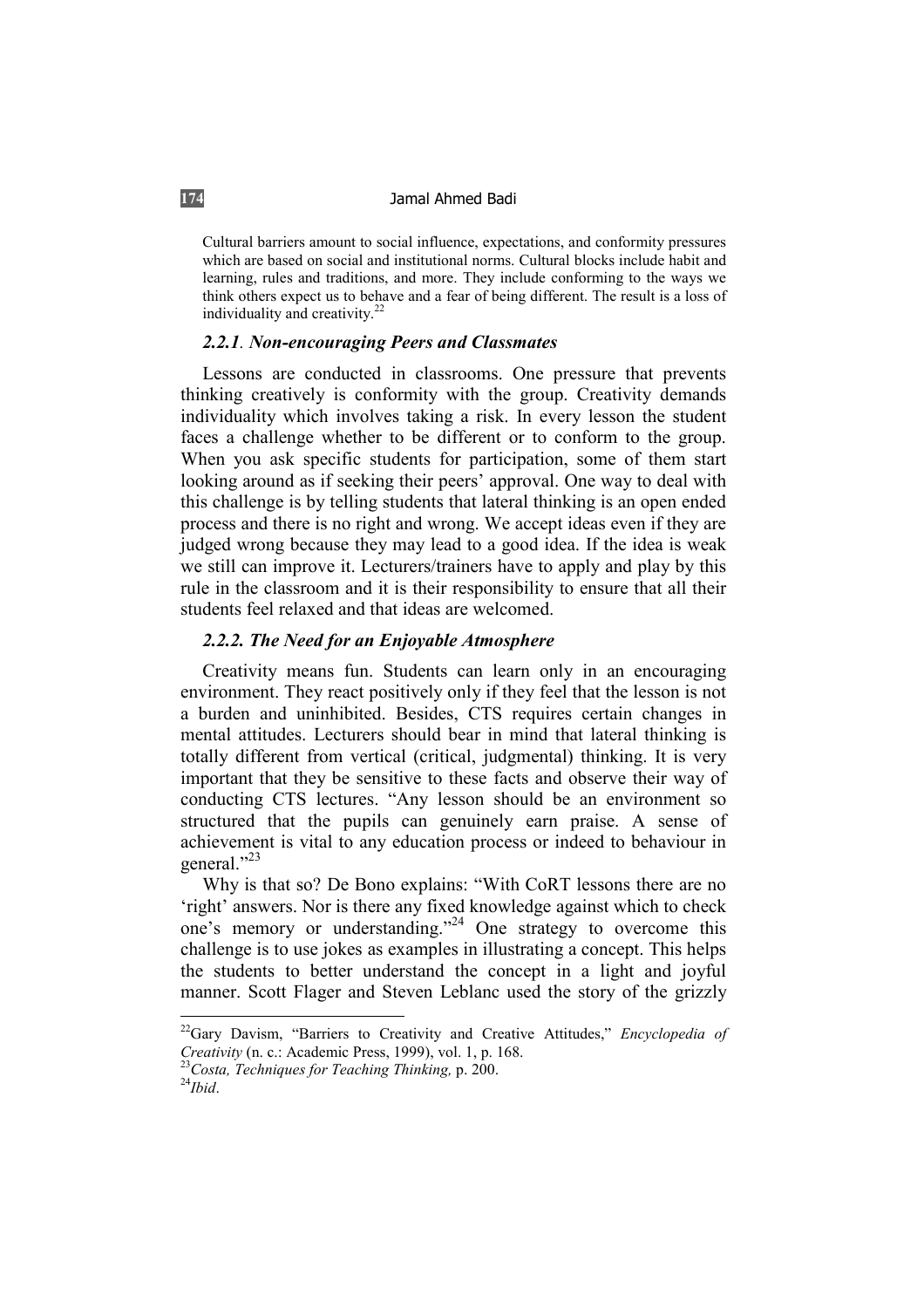Cultural barriers amount to social influence, expectations, and conformity pressures which are based on social and institutional norms. Cultural blocks include habit and learning, rules and traditions, and more. They include conforming to the ways we think others expect us to behave and a fear of being different. The result is a loss of individuality and creativity.[22]

### *2.2.1. Non-encouraging Peers and Classmates*

Lessons are conducted in classrooms. One pressure that prevents thinking creatively is conformity with the group. Creativity demands individuality which involves taking a risk. In every lesson the student faces a challenge whether to be different or to conform to the group. When you ask specific students for participation, some of them start looking around as if seeking their peers' approval. One way to deal with this challenge is by telling students that lateral thinking is an open ended process and there is no right and wrong. We accept ideas even if they are judged wrong because they may lead to a good idea. If the idea is weak we still can improve it. Lecturers/trainers have to apply and play by this rule in the classroom and it is their responsibility to ensure that all their students feel relaxed and that ideas are welcomed.

### *2.2.2. The Need for an Enjoyable Atmosphere*

Creativity means fun. Students can learn only in an encouraging environment. They react positively only if they feel that the lesson is not a burden and uninhibited. Besides, CTS requires certain changes in mental attitudes. Lecturers should bear in mind that lateral thinking is totally different from vertical (critical, judgmental) thinking. It is very important that they be sensitive to these facts and observe their way of conducting CTS lectures. "Any lesson should be an environment so structured that the pupils can genuinely earn praise. A sense of achievement is vital to any education process or indeed to behaviour in general."[23]

Why is that so? De Bono explains: "With CoRT lessons there are no 'right' answers. Nor is there any fixed knowledge against which to check one's memory or understanding."[24] One strategy to overcome this challenge is to use jokes as examples in illustrating a concept. This helps the students to better understand the concept in a light and joyful manner. Scott Flager and Steven Leblanc used the story of the grizzly

---

[22] Gary Davism, "Barriers to Creativity and Creative Attitudes," *Encyclopedia of Creativity* (n. c.: Academic Press, 1999), vol. 1, p. 168.

[23] *Costa, Techniques for Teaching Thinking,* p. 200.

[24] *Ibid*.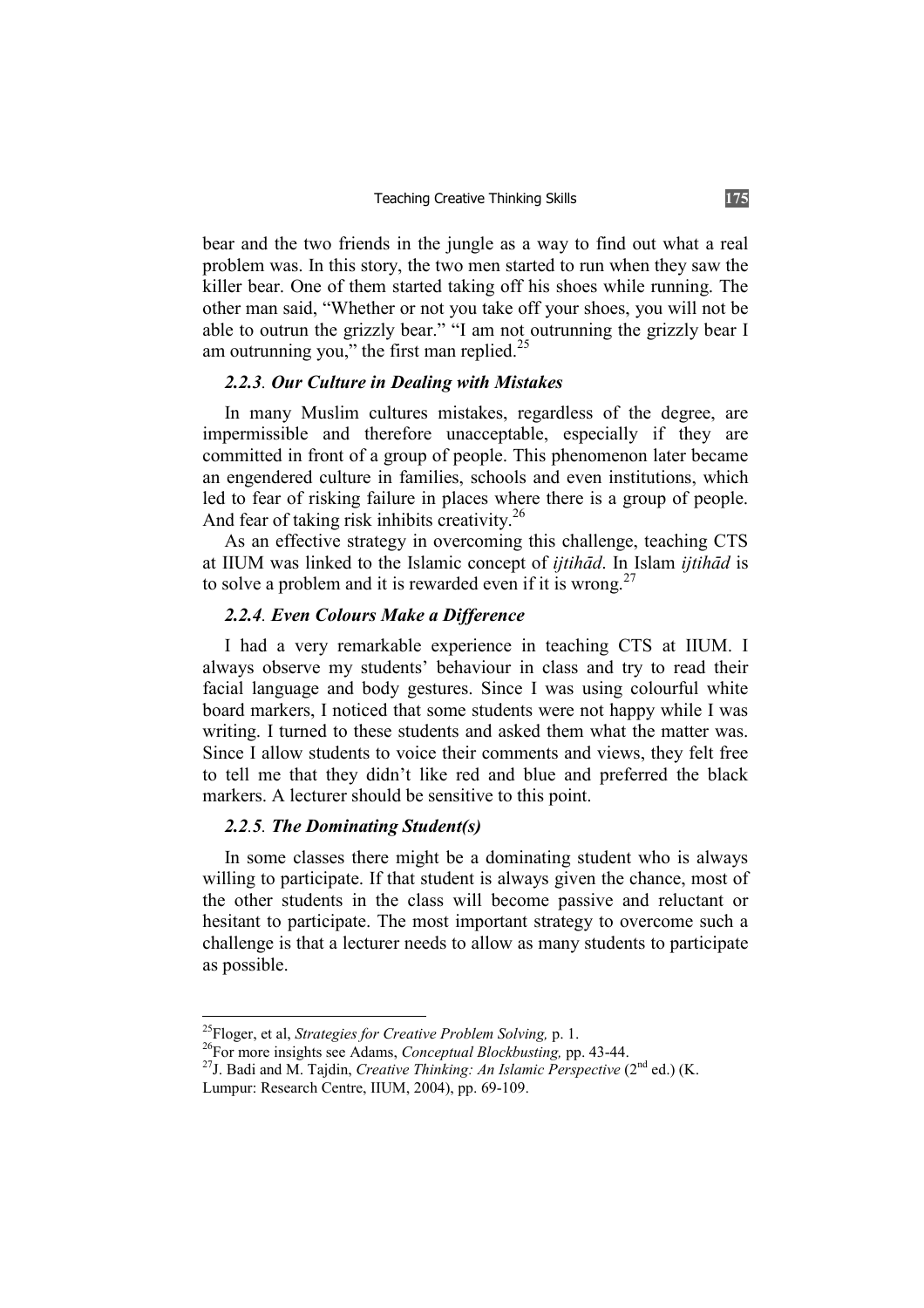bear and the two friends in the jungle as a way to find out what a real problem was. In this story, the two men started to run when they saw the killer bear. One of them started taking off his shoes while running. The other man said, "Whether or not you take off your shoes, you will not be able to outrun the grizzly bear." "I am not outrunning the grizzly bear I am outrunning you," the first man replied.[25]

### *2.2.3. Our Culture in Dealing with Mistakes*

In many Muslim cultures mistakes, regardless of the degree, are impermissible and therefore unacceptable, especially if they are committed in front of a group of people. This phenomenon later became an engendered culture in families, schools and even institutions, which led to fear of risking failure in places where there is a group of people. And fear of taking risk inhibits creativity.[26]

As an effective strategy in overcoming this challenge, teaching CTS at IIUM was linked to the Islamic concept of *ijtihād*. In Islam *ijtihād* is to solve a problem and it is rewarded even if it is wrong.[27]

### *2.2.4. Even Colours Make a Difference*

I had a very remarkable experience in teaching CTS at IIUM. I always observe my students' behaviour in class and try to read their facial language and body gestures. Since I was using colourful white board markers, I noticed that some students were not happy while I was writing. I turned to these students and asked them what the matter was. Since I allow students to voice their comments and views, they felt free to tell me that they didn't like red and blue and preferred the black markers. A lecturer should be sensitive to this point.

### *2.2.5. The Dominating Student(s)*

In some classes there might be a dominating student who is always willing to participate. If that student is always given the chance, most of the other students in the class will become passive and reluctant or hesitant to participate. The most important strategy to overcome such a challenge is that a lecturer needs to allow as many students to participate as possible.

---

[25] Floger, et al, *Strategies for Creative Problem Solving,* p. 1.

[26] For more insights see Adams, *Conceptual Blockbusting,* pp. 43-44.

[27] J. Badi and M. Tajdin, *Creative Thinking: An Islamic Perspective* (2nd ed.) (K. Lumpur: Research Centre, IIUM, 2004), pp. 69-109.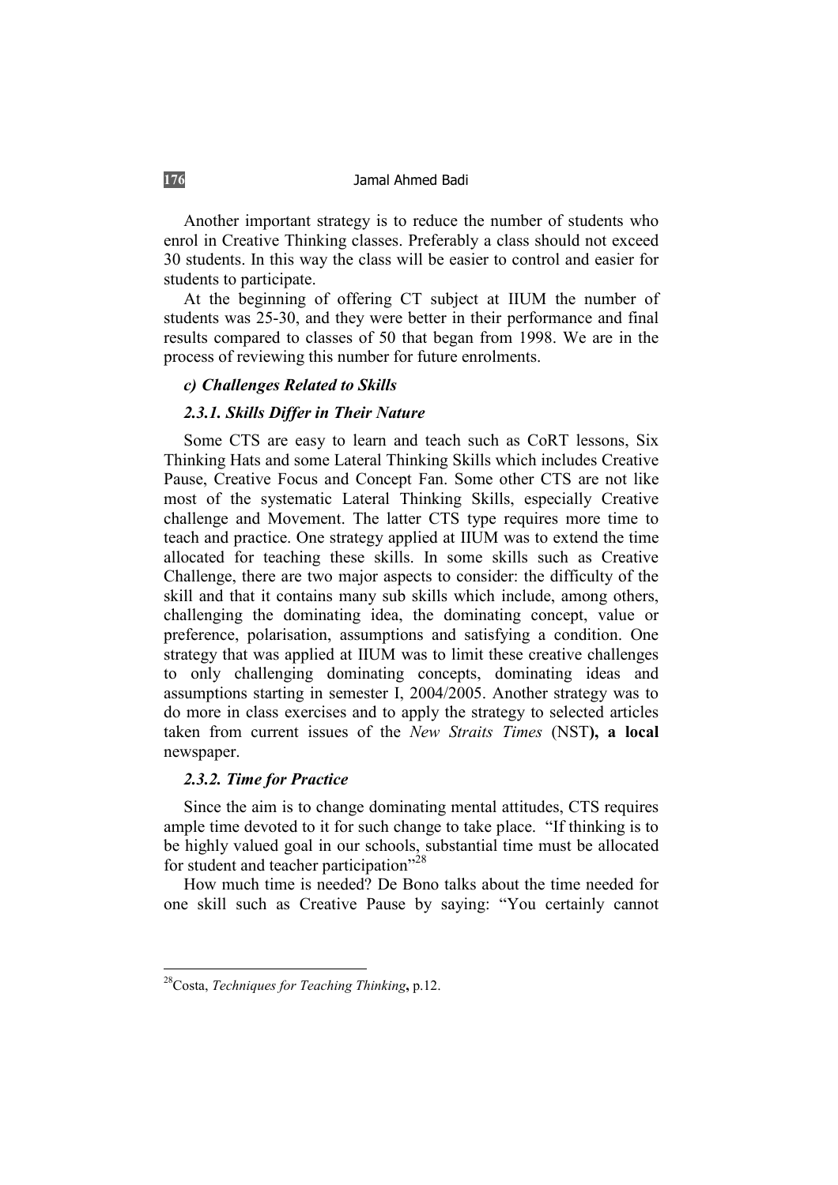Another important strategy is to reduce the number of students who enrol in Creative Thinking classes. Preferably a class should not exceed 30 students. In this way the class will be easier to control and easier for students to participate.

At the beginning of offering CT subject at IIUM the number of students was 25-30, and they were better in their performance and final results compared to classes of 50 that began from 1998. We are in the process of reviewing this number for future enrolments.

### *c) Challenges Related to Skills*

#### *2.3.1. Skills Differ in Their Nature*

Some CTS are easy to learn and teach such as CoRT lessons, Six Thinking Hats and some Lateral Thinking Skills which includes Creative Pause, Creative Focus and Concept Fan. Some other CTS are not like most of the systematic Lateral Thinking Skills, especially Creative challenge and Movement. The latter CTS type requires more time to teach and practice. One strategy applied at IIUM was to extend the time allocated for teaching these skills. In some skills such as Creative Challenge, there are two major aspects to consider: the difficulty of the skill and that it contains many sub skills which include, among others, challenging the dominating idea, the dominating concept, value or preference, polarisation, assumptions and satisfying a condition. One strategy that was applied at IIUM was to limit these creative challenges to only challenging dominating concepts, dominating ideas and assumptions starting in semester I, 2004/2005. Another strategy was to do more in class exercises and to apply the strategy to selected articles taken from current issues of the *New Straits Times* (NST**), a local** newspaper.

#### *2.3.2. Time for Practice*

Since the aim is to change dominating mental attitudes, CTS requires ample time devoted to it for such change to take place. "If thinking is to be highly valued goal in our schools, substantial time must be allocated for student and teacher participation"[28]

How much time is needed? De Bono talks about the time needed for one skill such as Creative Pause by saying: "You certainly cannot

---

[28] Costa, *Techniques for Teaching Thinking*, p.12.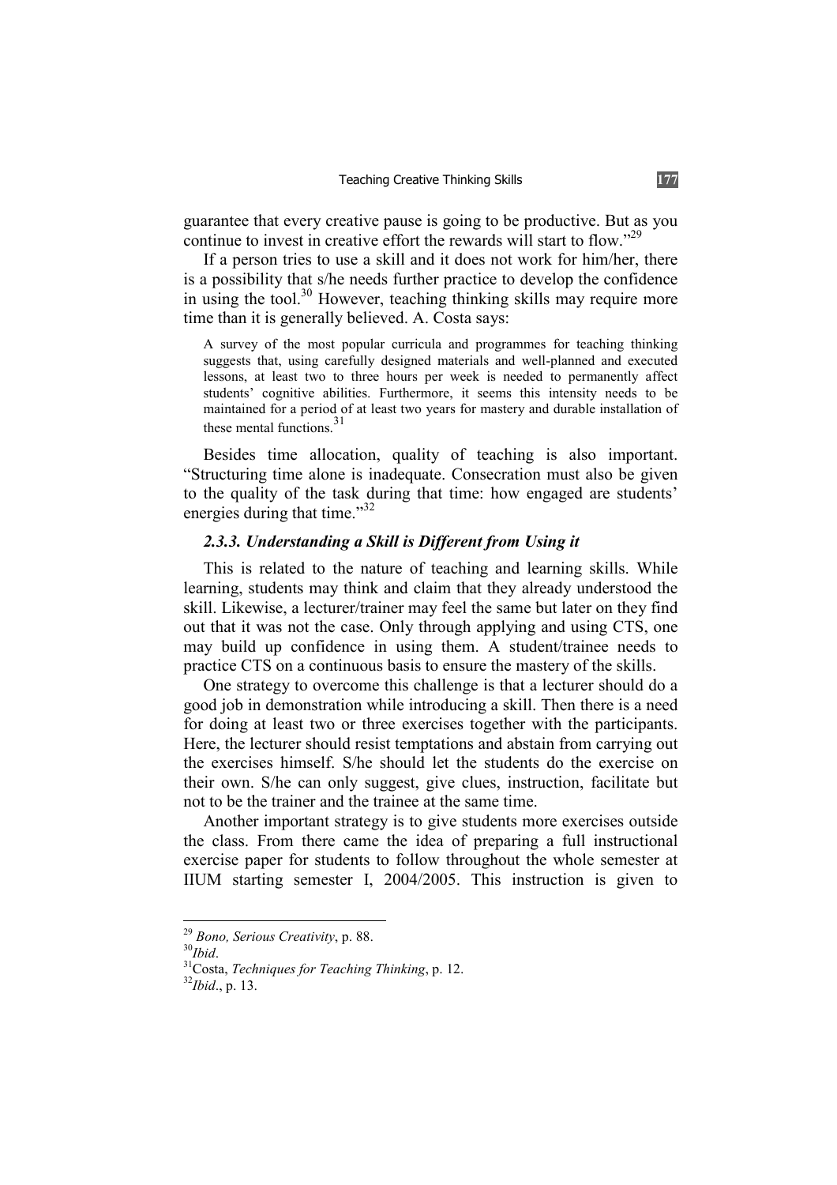guarantee that every creative pause is going to be productive. But as you continue to invest in creative effort the rewards will start to flow."[29]

If a person tries to use a skill and it does not work for him/her, there is a possibility that s/he needs further practice to develop the confidence in using the tool.[30] However, teaching thinking skills may require more time than it is generally believed. A. Costa says:

> A survey of the most popular curricula and programmes for teaching thinking suggests that, using carefully designed materials and well-planned and executed lessons, at least two to three hours per week is needed to permanently affect students' cognitive abilities. Furthermore, it seems this intensity needs to be maintained for a period of at least two years for mastery and durable installation of these mental functions.[31]

Besides time allocation, quality of teaching is also important. "Structuring time alone is inadequate. Consecration must also be given to the quality of the task during that time: how engaged are students' energies during that time."[32]

### *2.3.3. Understanding a Skill is Different from Using it*

This is related to the nature of teaching and learning skills. While learning, students may think and claim that they already understood the skill. Likewise, a lecturer/trainer may feel the same but later on they find out that it was not the case. Only through applying and using CTS, one may build up confidence in using them. A student/trainee needs to practice CTS on a continuous basis to ensure the mastery of the skills.

One strategy to overcome this challenge is that a lecturer should do a good job in demonstration while introducing a skill. Then there is a need for doing at least two or three exercises together with the participants. Here, the lecturer should resist temptations and abstain from carrying out the exercises himself. S/he should let the students do the exercise on their own. S/he can only suggest, give clues, instruction, facilitate but not to be the trainer and the trainee at the same time.

Another important strategy is to give students more exercises outside the class. From there came the idea of preparing a full instructional exercise paper for students to follow throughout the whole semester at IIUM starting semester I, 2004/2005. This instruction is given to

---

[29] *Bono, Serious Creativity*, p. 88.

[30] *Ibid*.

[31] Costa, *Techniques for Teaching Thinking*, p. 12.

[32] *Ibid*., p. 13.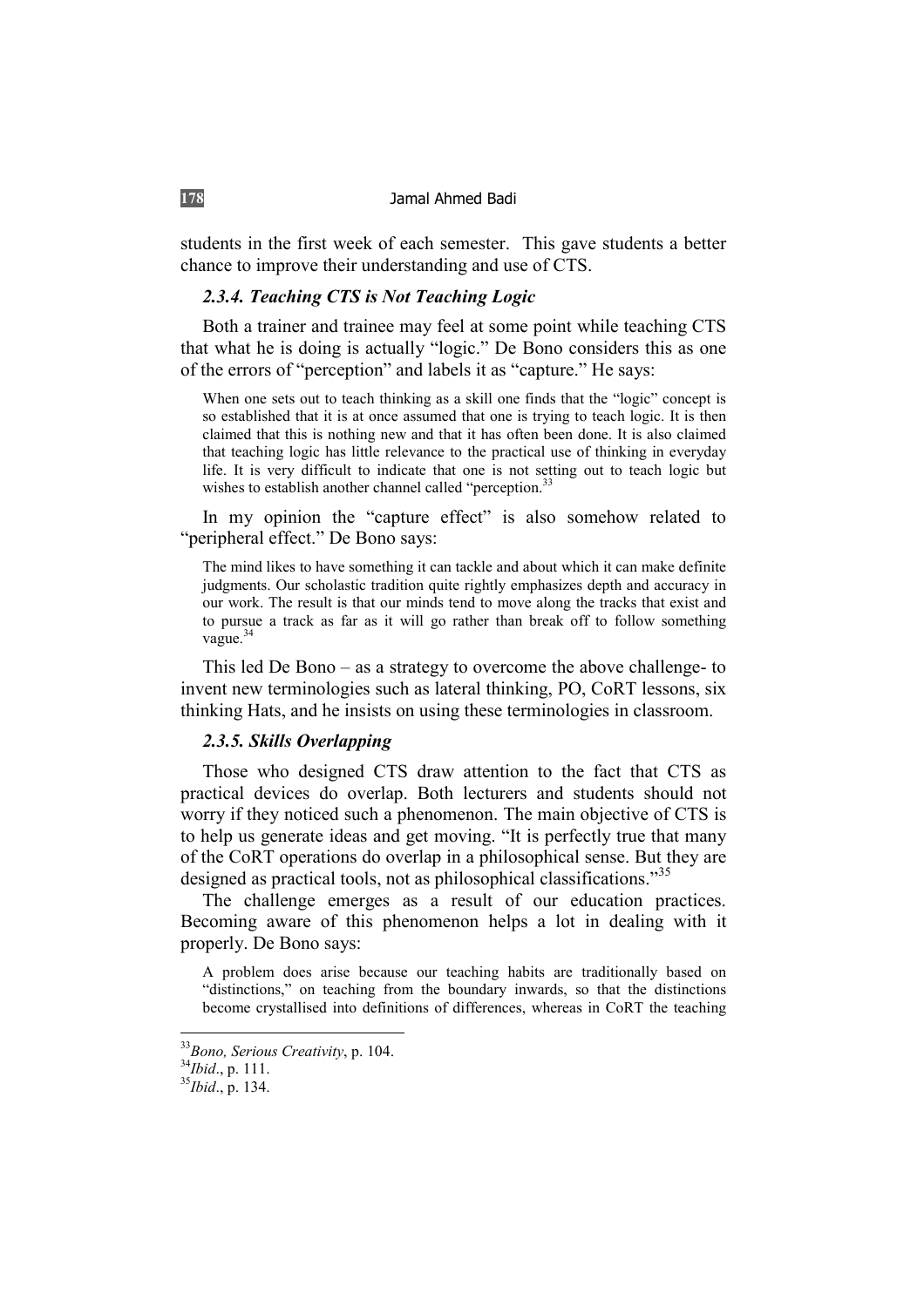students in the first week of each semester. This gave students a better chance to improve their understanding and use of CTS.

### *2.3.4. Teaching CTS is Not Teaching Logic*

Both a trainer and trainee may feel at some point while teaching CTS that what he is doing is actually "logic." De Bono considers this as one of the errors of "perception" and labels it as "capture." He says:

> When one sets out to teach thinking as a skill one finds that the "logic" concept is so established that it is at once assumed that one is trying to teach logic. It is then claimed that this is nothing new and that it has often been done. It is also claimed that teaching logic has little relevance to the practical use of thinking in everyday life. It is very difficult to indicate that one is not setting out to teach logic but wishes to establish another channel called "perception.[33]

In my opinion the "capture effect" is also somehow related to "peripheral effect." De Bono says:

> The mind likes to have something it can tackle and about which it can make definite judgments. Our scholastic tradition quite rightly emphasizes depth and accuracy in our work. The result is that our minds tend to move along the tracks that exist and to pursue a track as far as it will go rather than break off to follow something vague.[34]

This led De Bono – as a strategy to overcome the above challenge- to invent new terminologies such as lateral thinking, PO, CoRT lessons, six thinking Hats, and he insists on using these terminologies in classroom.

### *2.3.5. Skills Overlapping*

Those who designed CTS draw attention to the fact that CTS as practical devices do overlap. Both lecturers and students should not worry if they noticed such a phenomenon. The main objective of CTS is to help us generate ideas and get moving. "It is perfectly true that many of the CoRT operations do overlap in a philosophical sense. But they are designed as practical tools, not as philosophical classifications."[35]

The challenge emerges as a result of our education practices. Becoming aware of this phenomenon helps a lot in dealing with it properly. De Bono says:

> A problem does arise because our teaching habits are traditionally based on "distinctions," on teaching from the boundary inwards, so that the distinctions become crystallised into definitions of differences, whereas in CoRT the teaching

---

[33] *Bono, Serious Creativity*, p. 104.

[34] *Ibid*., p. 111.

[35] *Ibid*., p. 134.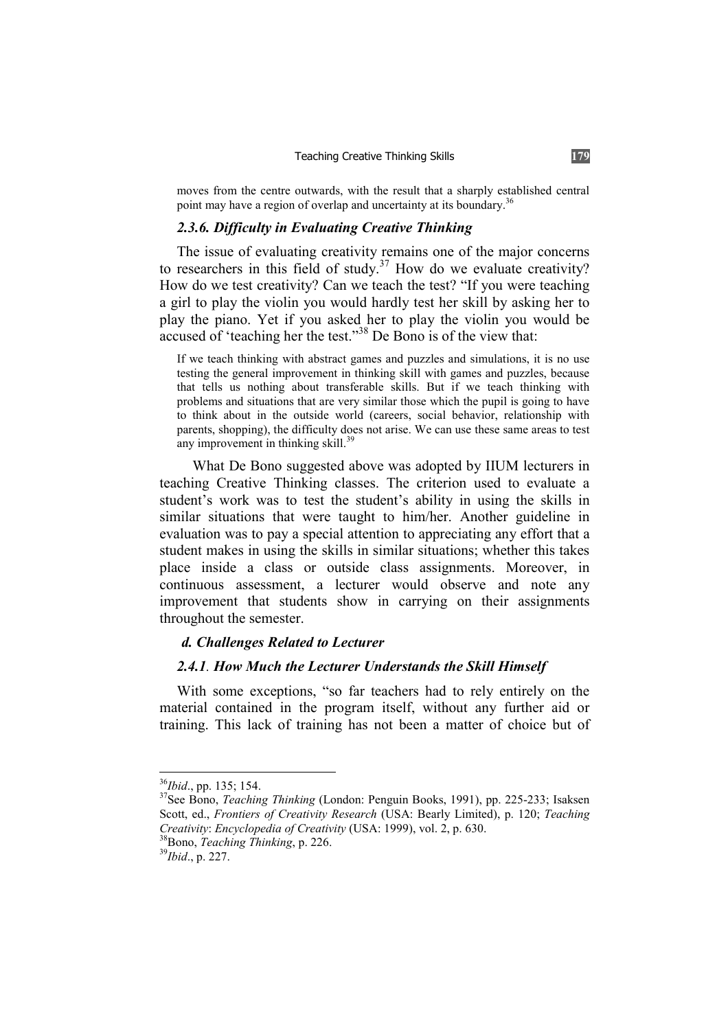moves from the centre outwards, with the result that a sharply established central point may have a region of overlap and uncertainty at its boundary.[36]

### *2.3.6. Difficulty in Evaluating Creative Thinking*

The issue of evaluating creativity remains one of the major concerns to researchers in this field of study.[37] How do we evaluate creativity? How do we test creativity? Can we teach the test? "If you were teaching a girl to play the violin you would hardly test her skill by asking her to play the piano. Yet if you asked her to play the violin you would be accused of 'teaching her the test.'"[38] De Bono is of the view that:

> If we teach thinking with abstract games and puzzles and simulations, it is no use testing the general improvement in thinking skill with games and puzzles, because that tells us nothing about transferable skills. But if we teach thinking with problems and situations that are very similar those which the pupil is going to have to think about in the outside world (careers, social behavior, relationship with parents, shopping), the difficulty does not arise. We can use these same areas to test any improvement in thinking skill.[39]

What De Bono suggested above was adopted by IIUM lecturers in teaching Creative Thinking classes. The criterion used to evaluate a student's work was to test the student's ability in using the skills in similar situations that were taught to him/her. Another guideline in evaluation was to pay a special attention to appreciating any effort that a student makes in using the skills in similar situations; whether this takes place inside a class or outside class assignments. Moreover, in continuous assessment, a lecturer would observe and note any improvement that students show in carrying on their assignments throughout the semester.

### *d. Challenges Related to Lecturer*

### *2.4.1. How Much the Lecturer Understands the Skill Himself*

With some exceptions, "so far teachers had to rely entirely on the material contained in the program itself, without any further aid or training. This lack of training has not been a matter of choice but of

---

[36]*Ibid*., pp. 135; 154.

[37]See Bono, *Teaching Thinking* (London: Penguin Books, 1991), pp. 225-233; Isaksen Scott, ed., *Frontiers of Creativity Research* (USA: Bearly Limited), p. 120; *Teaching Creativity*: *Encyclopedia of Creativity* (USA: 1999), vol. 2, p. 630.

[38]Bono, *Teaching Thinking*, p. 226.

[39]*Ibid*., p. 227.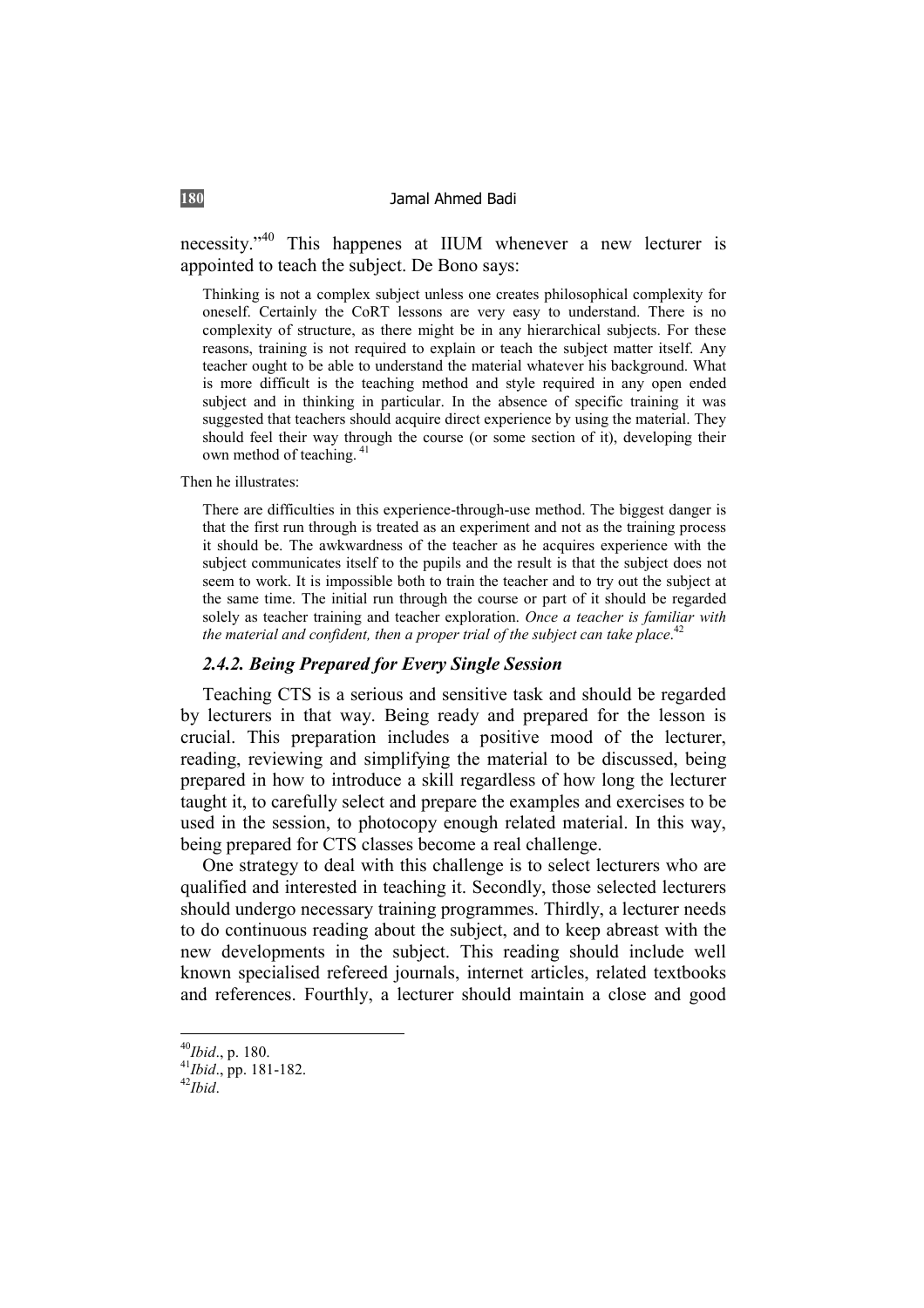necessity."[40] This happenes at IIUM whenever a new lecturer is appointed to teach the subject. De Bono says:

> Thinking is not a complex subject unless one creates philosophical complexity for oneself. Certainly the CoRT lessons are very easy to understand. There is no complexity of structure, as there might be in any hierarchical subjects. For these reasons, training is not required to explain or teach the subject matter itself. Any teacher ought to be able to understand the material whatever his background. What is more difficult is the teaching method and style required in any open ended subject and in thinking in particular. In the absence of specific training it was suggested that teachers should acquire direct experience by using the material. They should feel their way through the course (or some section of it), developing their own method of teaching.[41]

Then he illustrates:

> There are difficulties in this experience-through-use method. The biggest danger is that the first run through is treated as an experiment and not as the training process it should be. The awkwardness of the teacher as he acquires experience with the subject communicates itself to the pupils and the result is that the subject does not seem to work. It is impossible both to train the teacher and to try out the subject at the same time. The initial run through the course or part of it should be regarded solely as teacher training and teacher exploration. *Once a teacher is familiar with the material and confident, then a proper trial of the subject can take place*.[42]

### *2.4.2. Being Prepared for Every Single Session*

Teaching CTS is a serious and sensitive task and should be regarded by lecturers in that way. Being ready and prepared for the lesson is crucial. This preparation includes a positive mood of the lecturer, reading, reviewing and simplifying the material to be discussed, being prepared in how to introduce a skill regardless of how long the lecturer taught it, to carefully select and prepare the examples and exercises to be used in the session, to photocopy enough related material. In this way, being prepared for CTS classes become a real challenge.

One strategy to deal with this challenge is to select lecturers who are qualified and interested in teaching it. Secondly, those selected lecturers should undergo necessary training programmes. Thirdly, a lecturer needs to do continuous reading about the subject, and to keep abreast with the new developments in the subject. This reading should include well known specialised refereed journals, internet articles, related textbooks and references. Fourthly, a lecturer should maintain a close and good

---

[40] *Ibid*., p. 180.

[41] *Ibid*., pp. 181-182.

[42] *Ibid*.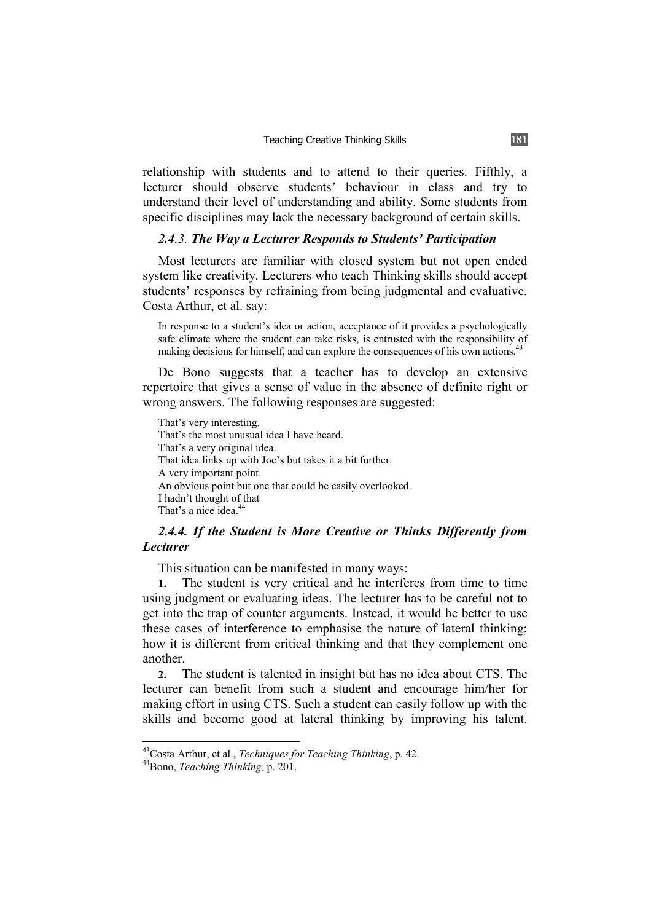relationship with students and to attend to their queries. Fifthly, a lecturer should observe students' behaviour in class and try to understand their level of understanding and ability. Some students from specific disciplines may lack the necessary background of certain skills.

### *2.4.3. The Way a Lecturer Responds to Students' Participation*

Most lecturers are familiar with closed system but not open ended system like creativity. Lecturers who teach Thinking skills should accept students' responses by refraining from being judgmental and evaluative. Costa Arthur, et al. say:

> In response to a student's idea or action, acceptance of it provides a psychologically safe climate where the student can take risks, is entrusted with the responsibility of making decisions for himself, and can explore the consequences of his own actions.[43]

De Bono suggests that a teacher has to develop an extensive repertoire that gives a sense of value in the absence of definite right or wrong answers. The following responses are suggested:

> That's very interesting.
> That's the most unusual idea I have heard.
> That's a very original idea.
> That idea links up with Joe's but takes it a bit further.
> A very important point.
> An obvious point but one that could be easily overlooked.
> I hadn't thought of that
> That's a nice idea.[44]

### *2.4.4. If the Student is More Creative or Thinks Differently from Lecturer*

This situation can be manifested in many ways:

**1.** The student is very critical and he interferes from time to time using judgment or evaluating ideas. The lecturer has to be careful not to get into the trap of counter arguments. Instead, it would be better to use these cases of interference to emphasise the nature of lateral thinking; how it is different from critical thinking and that they complement one another.

**2.** The student is talented in insight but has no idea about CTS. The lecturer can benefit from such a student and encourage him/her for making effort in using CTS. Such a student can easily follow up with the skills and become good at lateral thinking by improving his talent.

---

[43]Costa Arthur, et al., *Techniques for Teaching Thinking*, p. 42.

[44]Bono, *Teaching Thinking,* p. 201.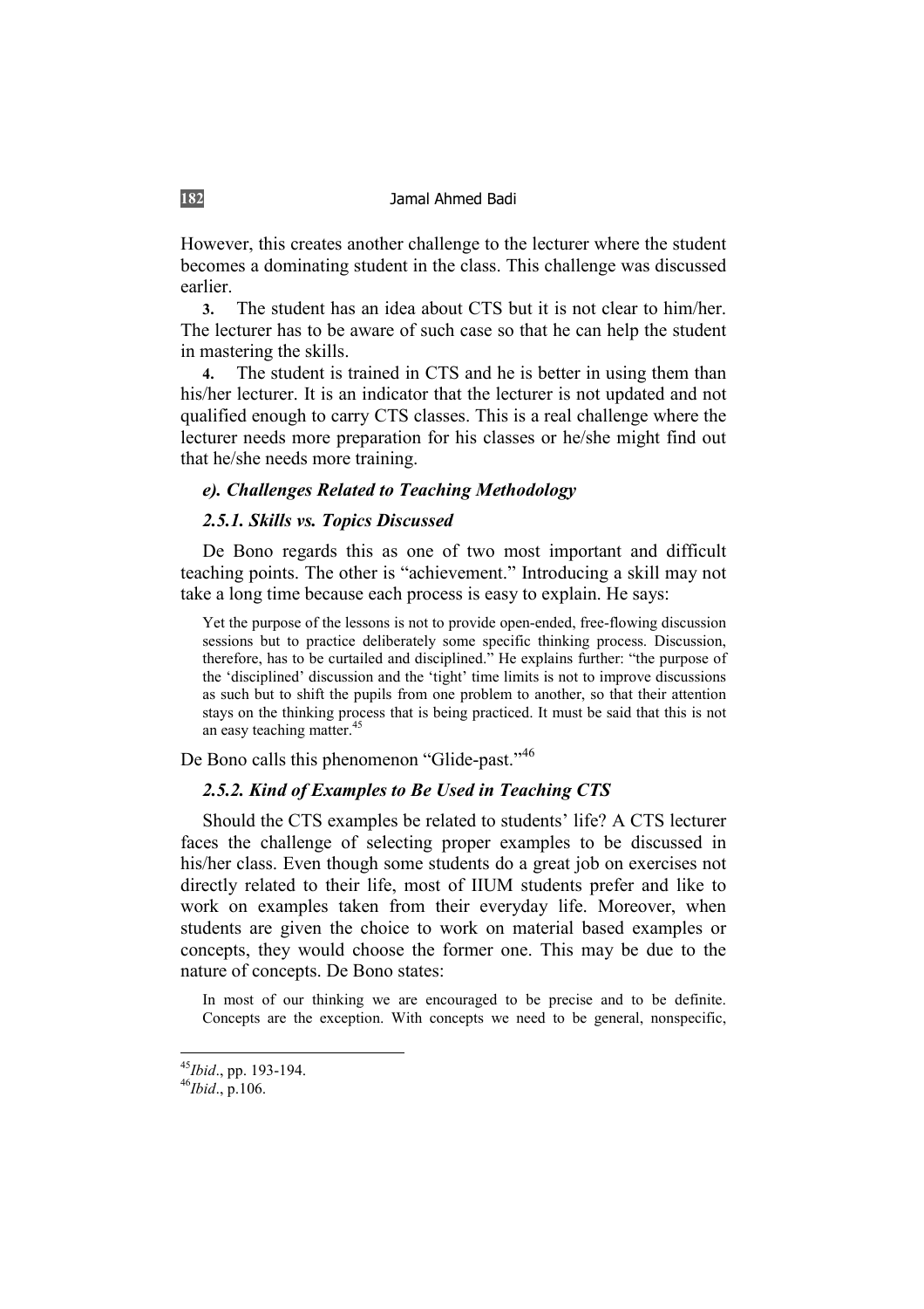However, this creates another challenge to the lecturer where the student becomes a dominating student in the class. This challenge was discussed earlier.

**3.** The student has an idea about CTS but it is not clear to him/her. The lecturer has to be aware of such case so that he can help the student in mastering the skills.

**4.** The student is trained in CTS and he is better in using them than his/her lecturer. It is an indicator that the lecturer is not updated and not qualified enough to carry CTS classes. This is a real challenge where the lecturer needs more preparation for his classes or he/she might find out that he/she needs more training.

### *e). Challenges Related to Teaching Methodology*

### *2.5.1. Skills vs. Topics Discussed*

De Bono regards this as one of two most important and difficult teaching points. The other is "achievement." Introducing a skill may not take a long time because each process is easy to explain. He says:

> Yet the purpose of the lessons is not to provide open-ended, free-flowing discussion sessions but to practice deliberately some specific thinking process. Discussion, therefore, has to be curtailed and disciplined." He explains further: "the purpose of the 'disciplined' discussion and the 'tight' time limits is not to improve discussions as such but to shift the pupils from one problem to another, so that their attention stays on the thinking process that is being practiced. It must be said that this is not an easy teaching matter.[45]

De Bono calls this phenomenon "Glide-past."[46]

### *2.5.2. Kind of Examples to Be Used in Teaching CTS*

Should the CTS examples be related to students' life? A CTS lecturer faces the challenge of selecting proper examples to be discussed in his/her class. Even though some students do a great job on exercises not directly related to their life, most of IIUM students prefer and like to work on examples taken from their everyday life. Moreover, when students are given the choice to work on material based examples or concepts, they would choose the former one. This may be due to the nature of concepts. De Bono states:

> In most of our thinking we are encouraged to be precise and to be definite. Concepts are the exception. With concepts we need to be general, nonspecific,

---

[45] *Ibid*., pp. 193-194.

[46] *Ibid*., p.106.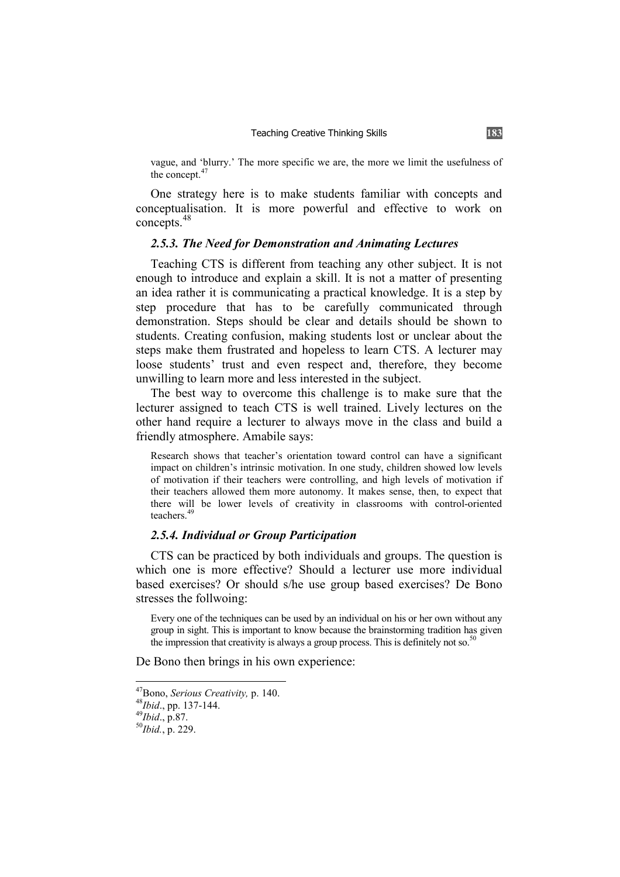vague, and 'blurry.' The more specific we are, the more we limit the usefulness of the concept.[47]

One strategy here is to make students familiar with concepts and conceptualisation. It is more powerful and effective to work on concepts.[48]

### *2.5.3. The Need for Demonstration and Animating Lectures*

Teaching CTS is different from teaching any other subject. It is not enough to introduce and explain a skill. It is not a matter of presenting an idea rather it is communicating a practical knowledge. It is a step by step procedure that has to be carefully communicated through demonstration. Steps should be clear and details should be shown to students. Creating confusion, making students lost or unclear about the steps make them frustrated and hopeless to learn CTS. A lecturer may loose students' trust and even respect and, therefore, they become unwilling to learn more and less interested in the subject.

The best way to overcome this challenge is to make sure that the lecturer assigned to teach CTS is well trained. Lively lectures on the other hand require a lecturer to always move in the class and build a friendly atmosphere. Amabile says:

> Research shows that teacher's orientation toward control can have a significant impact on children's intrinsic motivation. In one study, children showed low levels of motivation if their teachers were controlling, and high levels of motivation if their teachers allowed them more autonomy. It makes sense, then, to expect that there will be lower levels of creativity in classrooms with control-oriented teachers.[49]

### *2.5.4. Individual or Group Participation*

CTS can be practiced by both individuals and groups. The question is which one is more effective? Should a lecturer use more individual based exercises? Or should s/he use group based exercises? De Bono stresses the follwoing:

> Every one of the techniques can be used by an individual on his or her own without any group in sight. This is important to know because the brainstorming tradition has given the impression that creativity is always a group process. This is definitely not so.[50]

De Bono then brings in his own experience:

---

[47] Bono, *Serious Creativity,* p. 140.

[48] *Ibid*., pp. 137-144.

[49] *Ibid*., p.87.

[50] *Ibid.*, p. 229.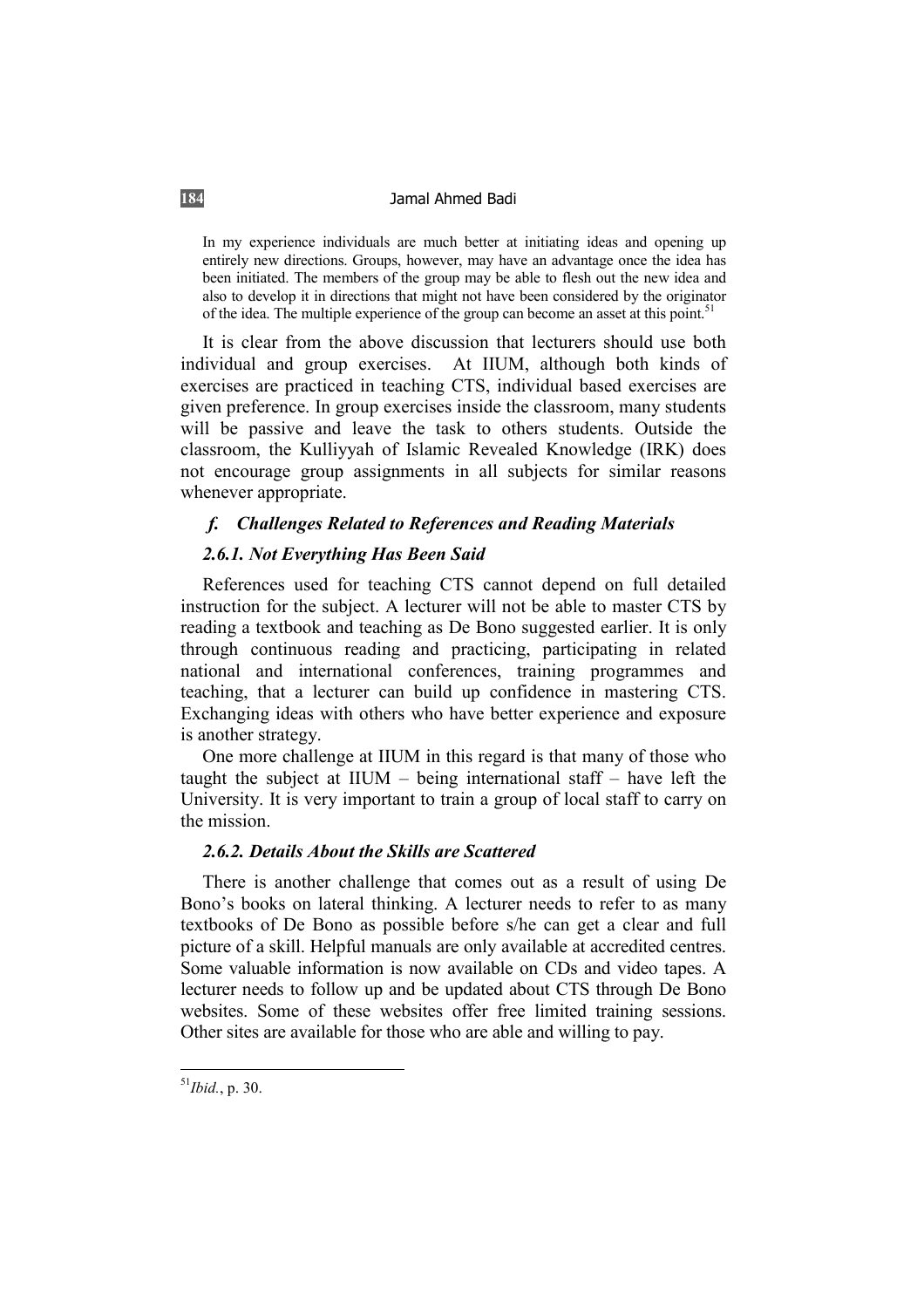> In my experience individuals are much better at initiating ideas and opening up entirely new directions. Groups, however, may have an advantage once the idea has been initiated. The members of the group may be able to flesh out the new idea and also to develop it in directions that might not have been considered by the originator of the idea. The multiple experience of the group can become an asset at this point.[51]

It is clear from the above discussion that lecturers should use both individual and group exercises. At IIUM, although both kinds of exercises are practiced in teaching CTS, individual based exercises are given preference. In group exercises inside the classroom, many students will be passive and leave the task to others students. Outside the classroom, the Kulliyyah of Islamic Revealed Knowledge (IRK) does not encourage group assignments in all subjects for similar reasons whenever appropriate.

### *f. Challenges Related to References and Reading Materials*

#### *2.6.1. Not Everything Has Been Said*

References used for teaching CTS cannot depend on full detailed instruction for the subject. A lecturer will not be able to master CTS by reading a textbook and teaching as De Bono suggested earlier. It is only through continuous reading and practicing, participating in related national and international conferences, training programmes and teaching, that a lecturer can build up confidence in mastering CTS. Exchanging ideas with others who have better experience and exposure is another strategy.

One more challenge at IIUM in this regard is that many of those who taught the subject at IIUM – being international staff – have left the University. It is very important to train a group of local staff to carry on the mission.

#### *2.6.2. Details About the Skills are Scattered*

There is another challenge that comes out as a result of using De Bono's books on lateral thinking. A lecturer needs to refer to as many textbooks of De Bono as possible before s/he can get a clear and full picture of a skill. Helpful manuals are only available at accredited centres. Some valuable information is now available on CDs and video tapes. A lecturer needs to follow up and be updated about CTS through De Bono websites. Some of these websites offer free limited training sessions. Other sites are available for those who are able and willing to pay.

---

[51] *Ibid.*, p. 30.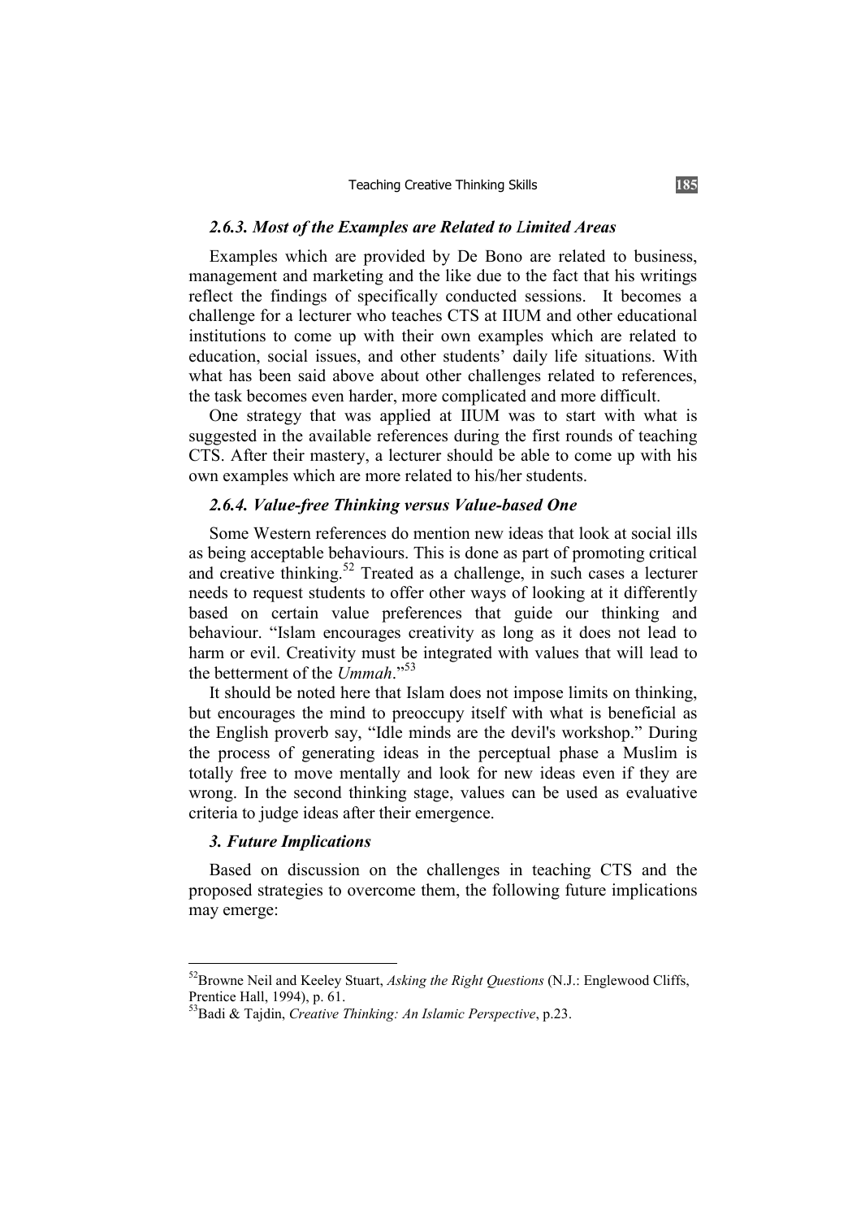### *2.6.3. Most of the Examples are Related to Limited Areas*

Examples which are provided by De Bono are related to business, management and marketing and the like due to the fact that his writings reflect the findings of specifically conducted sessions. It becomes a challenge for a lecturer who teaches CTS at IIUM and other educational institutions to come up with their own examples which are related to education, social issues, and other students' daily life situations. With what has been said above about other challenges related to references, the task becomes even harder, more complicated and more difficult.

One strategy that was applied at IIUM was to start with what is suggested in the available references during the first rounds of teaching CTS. After their mastery, a lecturer should be able to come up with his own examples which are more related to his/her students.

### *2.6.4. Value-free Thinking versus Value-based One*

Some Western references do mention new ideas that look at social ills as being acceptable behaviours. This is done as part of promoting critical and creative thinking.[52] Treated as a challenge, in such cases a lecturer needs to request students to offer other ways of looking at it differently based on certain value preferences that guide our thinking and behaviour. "Islam encourages creativity as long as it does not lead to harm or evil. Creativity must be integrated with values that will lead to the betterment of the *Ummah*."[53]

It should be noted here that Islam does not impose limits on thinking, but encourages the mind to preoccupy itself with what is beneficial as the English proverb say, "Idle minds are the devil's workshop." During the process of generating ideas in the perceptual phase a Muslim is totally free to move mentally and look for new ideas even if they are wrong. In the second thinking stage, values can be used as evaluative criteria to judge ideas after their emergence.

### *3. Future Implications*

Based on discussion on the challenges in teaching CTS and the proposed strategies to overcome them, the following future implications may emerge:

---

[52]Browne Neil and Keeley Stuart, *Asking the Right Questions* (N.J.: Englewood Cliffs, Prentice Hall, 1994), p. 61.

[53]Badi & Tajdin, *Creative Thinking: An Islamic Perspective*, p.23.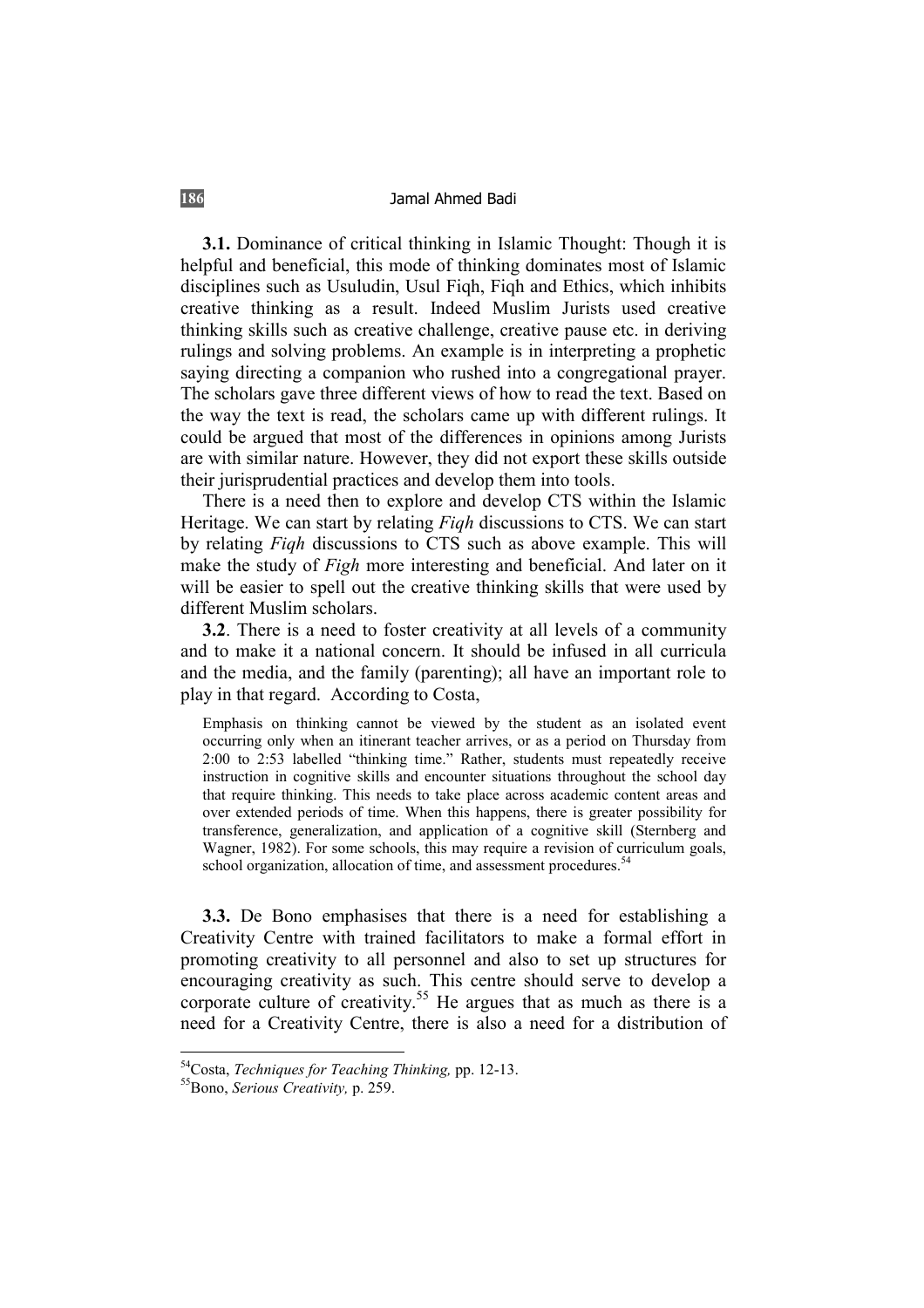**3.1.** Dominance of critical thinking in Islamic Thought: Though it is helpful and beneficial, this mode of thinking dominates most of Islamic disciplines such as Usuludin, Usul Fiqh, Fiqh and Ethics, which inhibits creative thinking as a result. Indeed Muslim Jurists used creative thinking skills such as creative challenge, creative pause etc. in deriving rulings and solving problems. An example is in interpreting a prophetic saying directing a companion who rushed into a congregational prayer. The scholars gave three different views of how to read the text. Based on the way the text is read, the scholars came up with different rulings. It could be argued that most of the differences in opinions among Jurists are with similar nature. However, they did not export these skills outside their jurisprudential practices and develop them into tools.

There is a need then to explore and develop CTS within the Islamic Heritage. We can start by relating *Fiqh* discussions to CTS. We can start by relating *Fiqh* discussions to CTS such as above example. This will make the study of *Figh* more interesting and beneficial. And later on it will be easier to spell out the creative thinking skills that were used by different Muslim scholars.

**3.2**. There is a need to foster creativity at all levels of a community and to make it a national concern. It should be infused in all curricula and the media, and the family (parenting); all have an important role to play in that regard. According to Costa,

> Emphasis on thinking cannot be viewed by the student as an isolated event occurring only when an itinerant teacher arrives, or as a period on Thursday from 2:00 to 2:53 labelled "thinking time." Rather, students must repeatedly receive instruction in cognitive skills and encounter situations throughout the school day that require thinking. This needs to take place across academic content areas and over extended periods of time. When this happens, there is greater possibility for transference, generalization, and application of a cognitive skill (Sternberg and Wagner, 1982). For some schools, this may require a revision of curriculum goals, school organization, allocation of time, and assessment procedures.[54]

**3.3.** De Bono emphasises that there is a need for establishing a Creativity Centre with trained facilitators to make a formal effort in promoting creativity to all personnel and also to set up structures for encouraging creativity as such. This centre should serve to develop a corporate culture of creativity.[55] He argues that as much as there is a need for a Creativity Centre, there is also a need for a distribution of

---

[54] Costa, *Techniques for Teaching Thinking,* pp. 12-13.

[55] Bono, *Serious Creativity,* p. 259.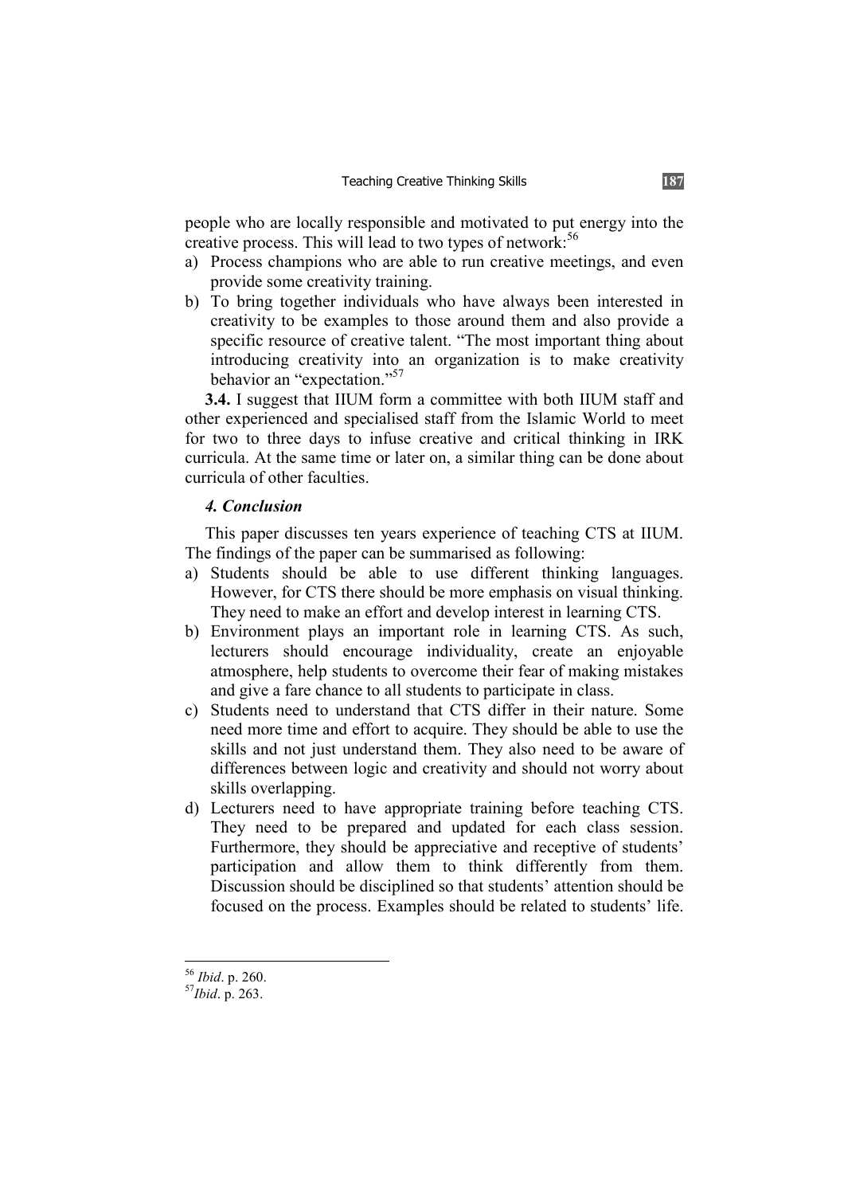people who are locally responsible and motivated to put energy into the creative process. This will lead to two types of network:[56]

a) Process champions who are able to run creative meetings, and even provide some creativity training.
b) To bring together individuals who have always been interested in creativity to be examples to those around them and also provide a specific resource of creative talent. "The most important thing about introducing creativity into an organization is to make creativity behavior an "expectation."[57]

**3.4.** I suggest that IIUM form a committee with both IIUM staff and other experienced and specialised staff from the Islamic World to meet for two to three days to infuse creative and critical thinking in IRK curricula. At the same time or later on, a similar thing can be done about curricula of other faculties.

### *4. Conclusion*

This paper discusses ten years experience of teaching CTS at IIUM. The findings of the paper can be summarised as following:

a) Students should be able to use different thinking languages. However, for CTS there should be more emphasis on visual thinking. They need to make an effort and develop interest in learning CTS.
b) Environment plays an important role in learning CTS. As such, lecturers should encourage individuality, create an enjoyable atmosphere, help students to overcome their fear of making mistakes and give a fare chance to all students to participate in class.
c) Students need to understand that CTS differ in their nature. Some need more time and effort to acquire. They should be able to use the skills and not just understand them. They also need to be aware of differences between logic and creativity and should not worry about skills overlapping.
d) Lecturers need to have appropriate training before teaching CTS. They need to be prepared and updated for each class session. Furthermore, they should be appreciative and receptive of students' participation and allow them to think differently from them. Discussion should be disciplined so that students' attention should be focused on the process. Examples should be related to students' life.

---

[56] *Ibid*. p. 260.
[57] *Ibid*. p. 263.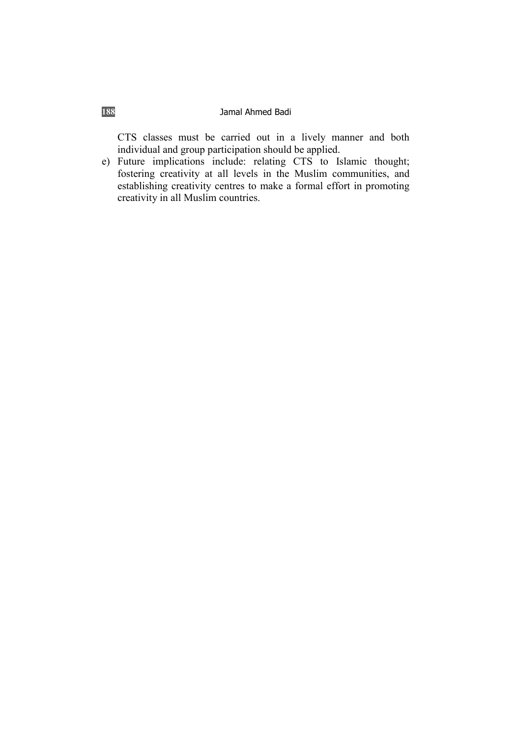CTS classes must be carried out in a lively manner and both individual and group participation should be applied.

e) Future implications include: relating CTS to Islamic thought; fostering creativity at all levels in the Muslim communities, and establishing creativity centres to make a formal effort in promoting creativity in all Muslim countries.